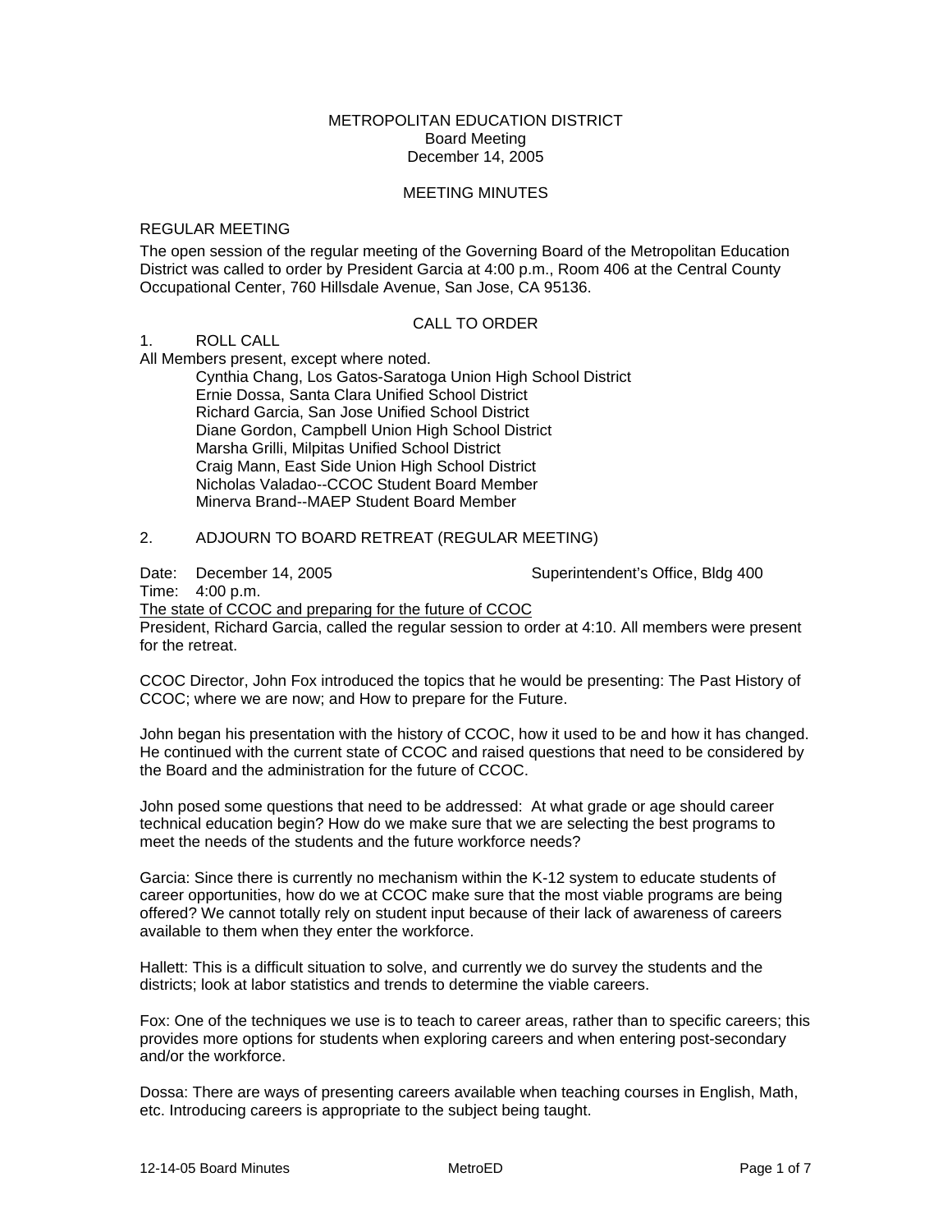# METROPOLITAN EDUCATION DISTRICT
## Board Meeting
## December 14, 2005

## MEETING MINUTES

### REGULAR MEETING

The open session of the regular meeting of the Governing Board of the Metropolitan Education District was called to order by President Garcia at 4:00 p.m., Room 406 at the Central County Occupational Center, 760 Hillsdale Avenue, San Jose, CA 95136.

### CALL TO ORDER

1. ROLL CALL

All Members present, except where noted.

- Cynthia Chang, Los Gatos-Saratoga Union High School District
- Ernie Dossa, Santa Clara Unified School District
- Richard Garcia, San Jose Unified School District
- Diane Gordon, Campbell Union High School District
- Marsha Grilli, Milpitas Unified School District
- Craig Mann, East Side Union High School District
- Nicholas Valadao--CCOC Student Board Member
- Minerva Brand--MAEP Student Board Member

2. ADJOURN TO BOARD RETREAT (REGULAR MEETING)

Date: December 14, 2005 Superintendent's Office, Bldg 400
Time: 4:00 p.m.

The state of CCOC and preparing for the future of CCOC

President, Richard Garcia, called the regular session to order at 4:10. All members were present for the retreat.

CCOC Director, John Fox introduced the topics that he would be presenting: The Past History of CCOC; where we are now; and How to prepare for the Future.

John began his presentation with the history of CCOC, how it used to be and how it has changed. He continued with the current state of CCOC and raised questions that need to be considered by the Board and the administration for the future of CCOC.

John posed some questions that need to be addressed: At what grade or age should career technical education begin? How do we make sure that we are selecting the best programs to meet the needs of the students and the future workforce needs?

Garcia: Since there is currently no mechanism within the K-12 system to educate students of career opportunities, how do we at CCOC make sure that the most viable programs are being offered? We cannot totally rely on student input because of their lack of awareness of careers available to them when they enter the workforce.

Hallett: This is a difficult situation to solve, and currently we do survey the students and the districts; look at labor statistics and trends to determine the viable careers.

Fox: One of the techniques we use is to teach to career areas, rather than to specific careers; this provides more options for students when exploring careers and when entering post-secondary and/or the workforce.

Dossa: There are ways of presenting careers available when teaching courses in English, Math, etc. Introducing careers is appropriate to the subject being taught.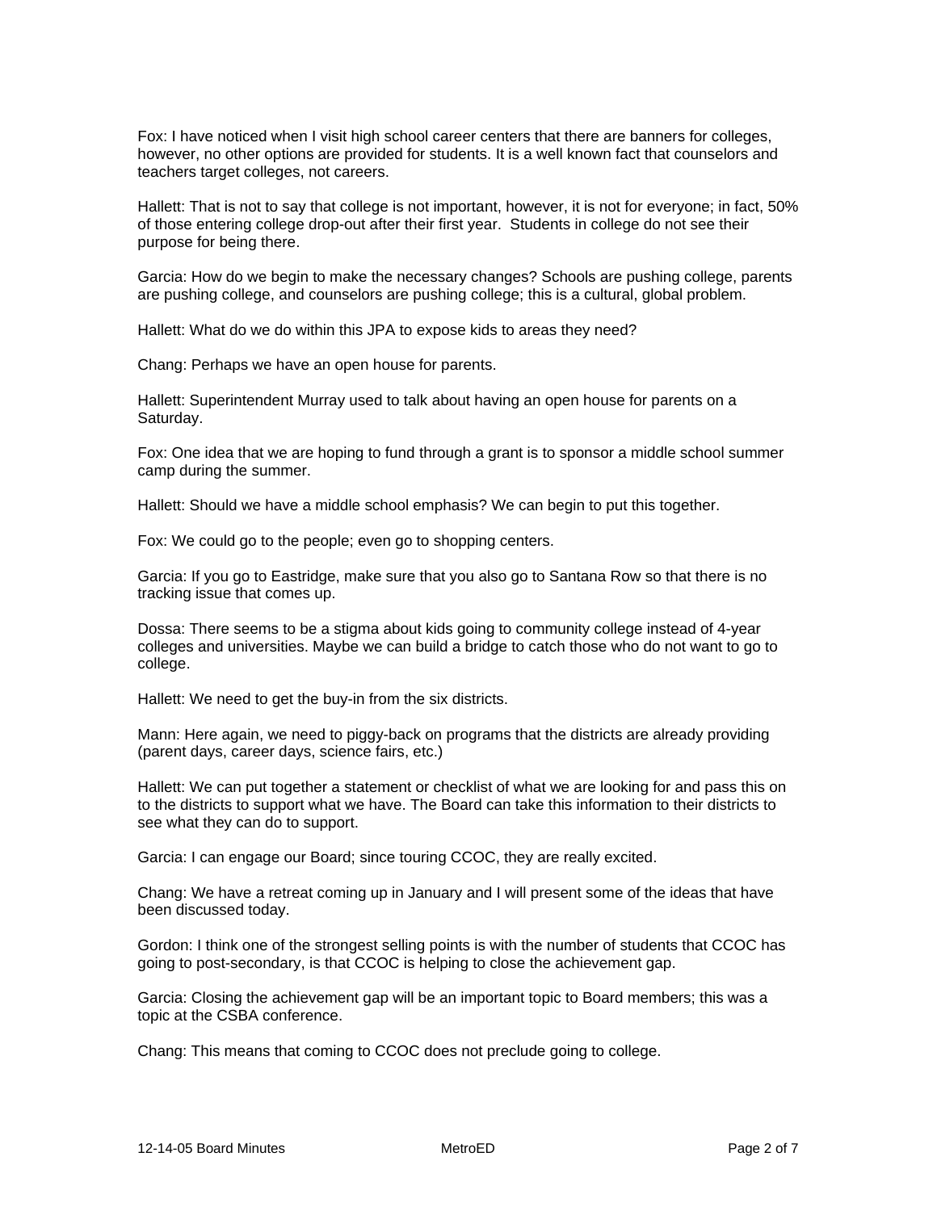Fox: I have noticed when I visit high school career centers that there are banners for colleges, however, no other options are provided for students. It is a well known fact that counselors and teachers target colleges, not careers.

Hallett: That is not to say that college is not important, however, it is not for everyone; in fact, 50% of those entering college drop-out after their first year. Students in college do not see their purpose for being there.

Garcia: How do we begin to make the necessary changes? Schools are pushing college, parents are pushing college, and counselors are pushing college; this is a cultural, global problem.

Hallett: What do we do within this JPA to expose kids to areas they need?

Chang: Perhaps we have an open house for parents.

Hallett: Superintendent Murray used to talk about having an open house for parents on a Saturday.

Fox: One idea that we are hoping to fund through a grant is to sponsor a middle school summer camp during the summer.

Hallett: Should we have a middle school emphasis? We can begin to put this together.

Fox: We could go to the people; even go to shopping centers.

Garcia: If you go to Eastridge, make sure that you also go to Santana Row so that there is no tracking issue that comes up.

Dossa: There seems to be a stigma about kids going to community college instead of 4-year colleges and universities. Maybe we can build a bridge to catch those who do not want to go to college.

Hallett: We need to get the buy-in from the six districts.

Mann: Here again, we need to piggy-back on programs that the districts are already providing (parent days, career days, science fairs, etc.)

Hallett: We can put together a statement or checklist of what we are looking for and pass this on to the districts to support what we have. The Board can take this information to their districts to see what they can do to support.

Garcia: I can engage our Board; since touring CCOC, they are really excited.

Chang: We have a retreat coming up in January and I will present some of the ideas that have been discussed today.

Gordon: I think one of the strongest selling points is with the number of students that CCOC has going to post-secondary, is that CCOC is helping to close the achievement gap.

Garcia: Closing the achievement gap will be an important topic to Board members; this was a topic at the CSBA conference.

Chang: This means that coming to CCOC does not preclude going to college.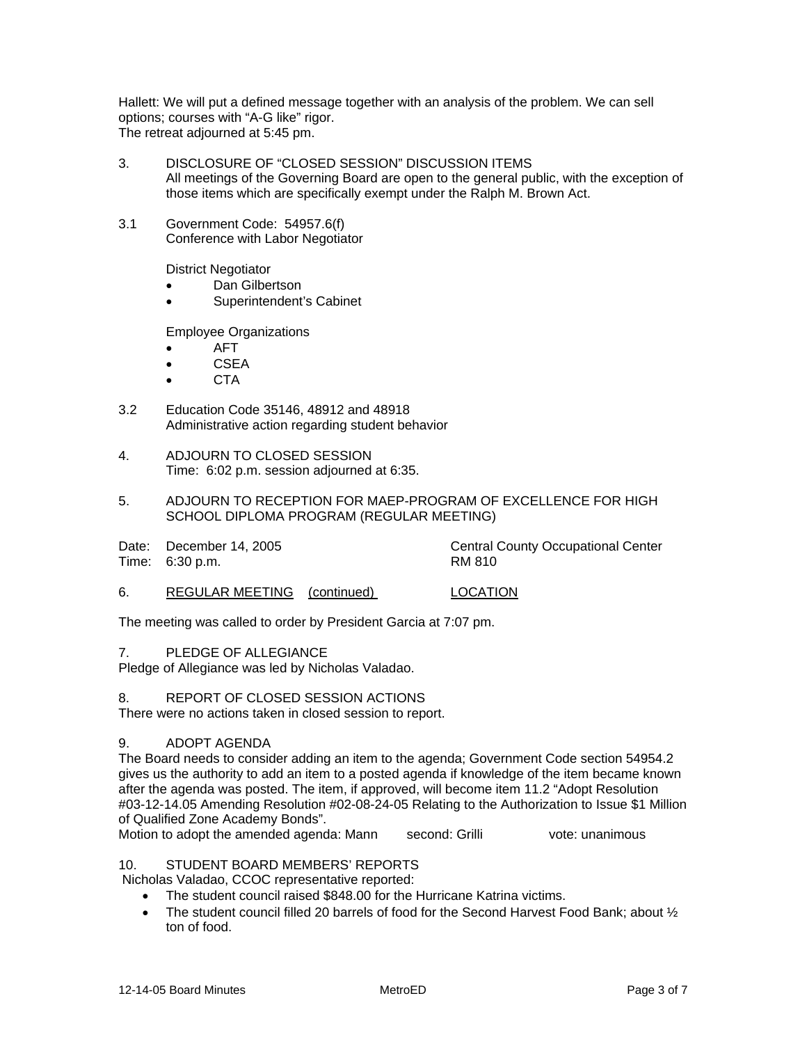Hallett: We will put a defined message together with an analysis of the problem. We can sell options; courses with "A-G like" rigor.
The retreat adjourned at 5:45 pm.

3. DISCLOSURE OF "CLOSED SESSION" DISCUSSION ITEMS
All meetings of the Governing Board are open to the general public, with the exception of those items which are specifically exempt under the Ralph M. Brown Act.

3.1 Government Code: 54957.6(f)
Conference with Labor Negotiator

District Negotiator
- Dan Gilbertson
- Superintendent's Cabinet

Employee Organizations
- AFT
- CSEA
- CTA

3.2 Education Code 35146, 48912 and 48918
Administrative action regarding student behavior

4. ADJOURN TO CLOSED SESSION
Time: 6:02 p.m. session adjourned at 6:35.

5. ADJOURN TO RECEPTION FOR MAEP-PROGRAM OF EXCELLENCE FOR HIGH SCHOOL DIPLOMA PROGRAM (REGULAR MEETING)

Date: December 14, 2005 — Central County Occupational Center
Time: 6:30 p.m. — RM 810

6. REGULAR MEETING (continued) — LOCATION

The meeting was called to order by President Garcia at 7:07 pm.

7. PLEDGE OF ALLEGIANCE
Pledge of Allegiance was led by Nicholas Valadao.

8. REPORT OF CLOSED SESSION ACTIONS
There were no actions taken in closed session to report.

9. ADOPT AGENDA
The Board needs to consider adding an item to the agenda; Government Code section 54954.2 gives us the authority to add an item to a posted agenda if knowledge of the item became known after the agenda was posted. The item, if approved, will become item 11.2 "Adopt Resolution #03-12-14.05 Amending Resolution #02-08-24-05 Relating to the Authorization to Issue $1 Million of Qualified Zone Academy Bonds".
Motion to adopt the amended agenda: Mann   second: Grilli   vote: unanimous

10. STUDENT BOARD MEMBERS' REPORTS
Nicholas Valadao, CCOC representative reported:
- The student council raised $848.00 for the Hurricane Katrina victims.
- The student council filled 20 barrels of food for the Second Harvest Food Bank; about ½ ton of food.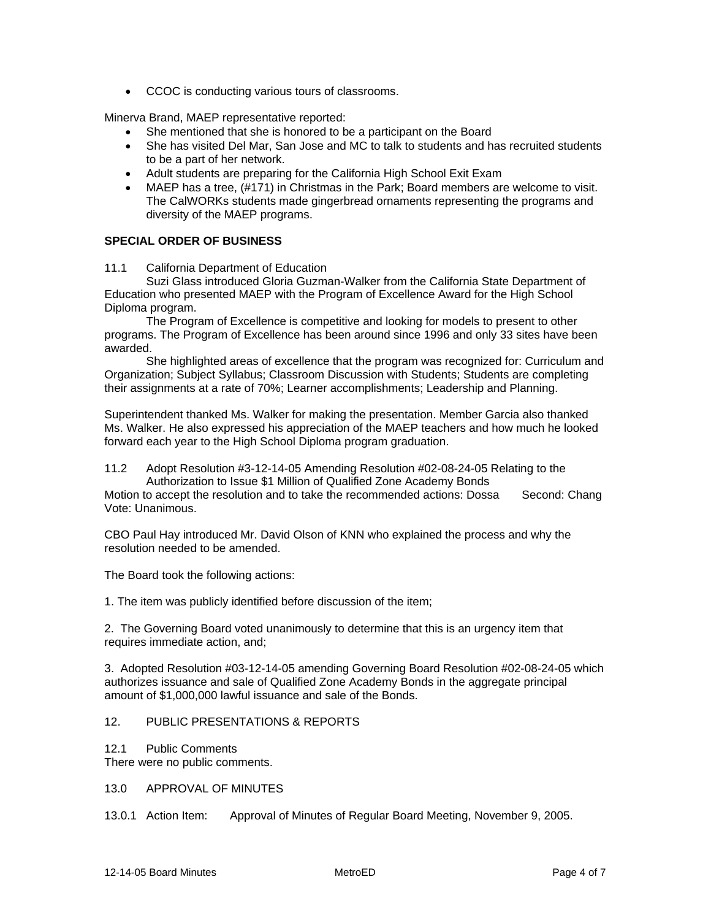- CCOC is conducting various tours of classrooms.

Minerva Brand, MAEP representative reported:

- She mentioned that she is honored to be a participant on the Board
- She has visited Del Mar, San Jose and MC to talk to students and has recruited students to be a part of her network.
- Adult students are preparing for the California High School Exit Exam
- MAEP has a tree, (#171) in Christmas in the Park; Board members are welcome to visit. The CalWORKs students made gingerbread ornaments representing the programs and diversity of the MAEP programs.

**SPECIAL ORDER OF BUSINESS**

11.1 California Department of Education

Suzi Glass introduced Gloria Guzman-Walker from the California State Department of Education who presented MAEP with the Program of Excellence Award for the High School Diploma program.

The Program of Excellence is competitive and looking for models to present to other programs. The Program of Excellence has been around since 1996 and only 33 sites have been awarded.

She highlighted areas of excellence that the program was recognized for: Curriculum and Organization; Subject Syllabus; Classroom Discussion with Students; Students are completing their assignments at a rate of 70%; Learner accomplishments; Leadership and Planning.

Superintendent thanked Ms. Walker for making the presentation. Member Garcia also thanked Ms. Walker. He also expressed his appreciation of the MAEP teachers and how much he looked forward each year to the High School Diploma program graduation.

11.2 Adopt Resolution #3-12-14-05 Amending Resolution #02-08-24-05 Relating to the Authorization to Issue $1 Million of Qualified Zone Academy Bonds

Motion to accept the resolution and to take the recommended actions: Dossa Second: Chang
Vote: Unanimous.

CBO Paul Hay introduced Mr. David Olson of KNN who explained the process and why the resolution needed to be amended.

The Board took the following actions:

1. The item was publicly identified before discussion of the item;

2. The Governing Board voted unanimously to determine that this is an urgency item that requires immediate action, and;

3. Adopted Resolution #03-12-14-05 amending Governing Board Resolution #02-08-24-05 which authorizes issuance and sale of Qualified Zone Academy Bonds in the aggregate principal amount of $1,000,000 lawful issuance and sale of the Bonds.

12. PUBLIC PRESENTATIONS & REPORTS

12.1 Public Comments

There were no public comments.

13.0 APPROVAL OF MINUTES

13.0.1 Action Item: Approval of Minutes of Regular Board Meeting, November 9, 2005.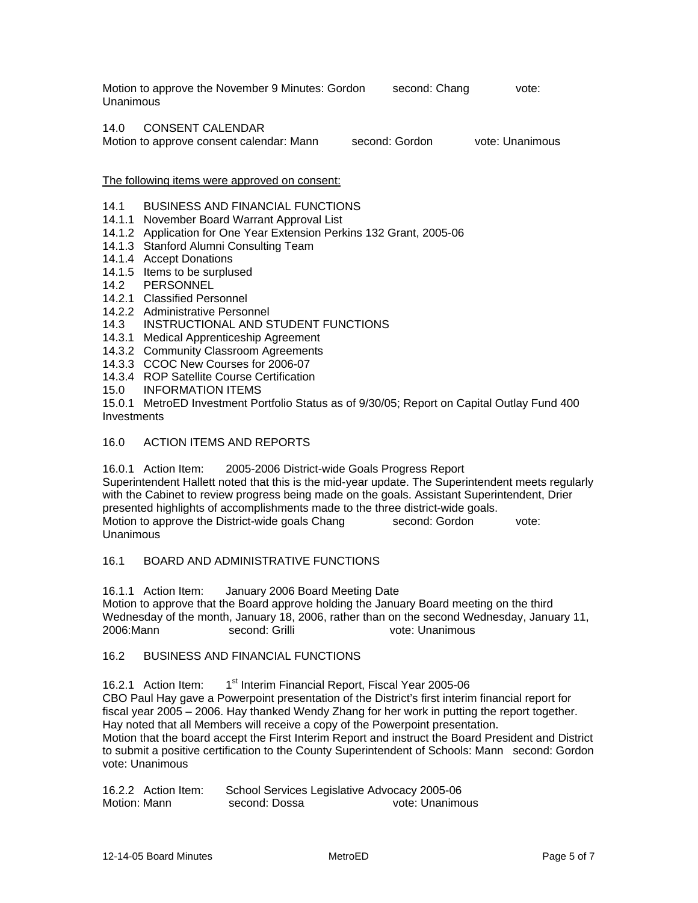Motion to approve the November 9 Minutes: Gordon second: Chang vote: Unanimous

14.0 CONSENT CALENDAR

Motion to approve consent calendar: Mann second: Gordon vote: Unanimous

The following items were approved on consent:

14.1 BUSINESS AND FINANCIAL FUNCTIONS
14.1.1 November Board Warrant Approval List
14.1.2 Application for One Year Extension Perkins 132 Grant, 2005-06
14.1.3 Stanford Alumni Consulting Team
14.1.4 Accept Donations
14.1.5 Items to be surplused
14.2 PERSONNEL
14.2.1 Classified Personnel
14.2.2 Administrative Personnel
14.3 INSTRUCTIONAL AND STUDENT FUNCTIONS
14.3.1 Medical Apprenticeship Agreement
14.3.2 Community Classroom Agreements
14.3.3 CCOC New Courses for 2006-07
14.3.4 ROP Satellite Course Certification
15.0 INFORMATION ITEMS
15.0.1 MetroED Investment Portfolio Status as of 9/30/05; Report on Capital Outlay Fund 400 Investments

16.0 ACTION ITEMS AND REPORTS

16.0.1 Action Item: 2005-2006 District-wide Goals Progress Report

Superintendent Hallett noted that this is the mid-year update. The Superintendent meets regularly with the Cabinet to review progress being made on the goals. Assistant Superintendent, Drier presented highlights of accomplishments made to the three district-wide goals.

Motion to approve the District-wide goals Chang second: Gordon vote: Unanimous

16.1 BOARD AND ADMINISTRATIVE FUNCTIONS

16.1.1 Action Item: January 2006 Board Meeting Date

Motion to approve that the Board approve holding the January Board meeting on the third Wednesday of the month, January 18, 2006, rather than on the second Wednesday, January 11, 2006:Mann second: Grilli vote: Unanimous

16.2 BUSINESS AND FINANCIAL FUNCTIONS

16.2.1 Action Item: 1st Interim Financial Report, Fiscal Year 2005-06

CBO Paul Hay gave a Powerpoint presentation of the District's first interim financial report for fiscal year 2005 – 2006. Hay thanked Wendy Zhang for her work in putting the report together. Hay noted that all Members will receive a copy of the Powerpoint presentation.

Motion that the board accept the First Interim Report and instruct the Board President and District to submit a positive certification to the County Superintendent of Schools: Mann second: Gordon vote: Unanimous

16.2.2 Action Item: School Services Legislative Advocacy 2005-06

Motion: Mann second: Dossa vote: Unanimous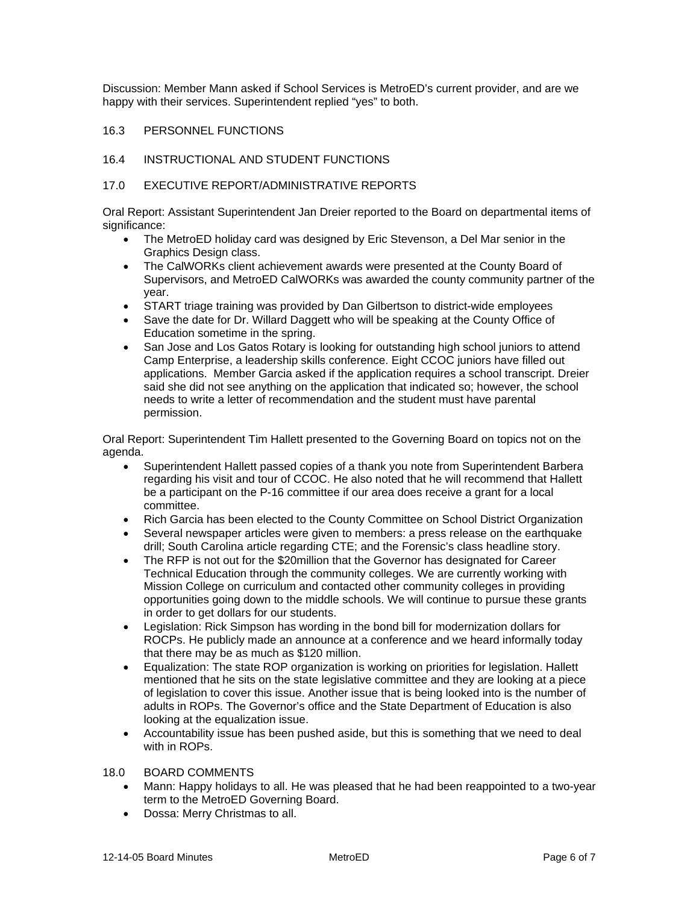Discussion: Member Mann asked if School Services is MetroED's current provider, and are we happy with their services. Superintendent replied "yes" to both.

16.3 PERSONNEL FUNCTIONS

16.4 INSTRUCTIONAL AND STUDENT FUNCTIONS

17.0 EXECUTIVE REPORT/ADMINISTRATIVE REPORTS

Oral Report: Assistant Superintendent Jan Dreier reported to the Board on departmental items of significance:

- The MetroED holiday card was designed by Eric Stevenson, a Del Mar senior in the Graphics Design class.
- The CalWORKs client achievement awards were presented at the County Board of Supervisors, and MetroED CalWORKs was awarded the county community partner of the year.
- START triage training was provided by Dan Gilbertson to district-wide employees
- Save the date for Dr. Willard Daggett who will be speaking at the County Office of Education sometime in the spring.
- San Jose and Los Gatos Rotary is looking for outstanding high school juniors to attend Camp Enterprise, a leadership skills conference. Eight CCOC juniors have filled out applications. Member Garcia asked if the application requires a school transcript. Dreier said she did not see anything on the application that indicated so; however, the school needs to write a letter of recommendation and the student must have parental permission.

Oral Report: Superintendent Tim Hallett presented to the Governing Board on topics not on the agenda.

- Superintendent Hallett passed copies of a thank you note from Superintendent Barbera regarding his visit and tour of CCOC. He also noted that he will recommend that Hallett be a participant on the P-16 committee if our area does receive a grant for a local committee.
- Rich Garcia has been elected to the County Committee on School District Organization
- Several newspaper articles were given to members: a press release on the earthquake drill; South Carolina article regarding CTE; and the Forensic's class headline story.
- The RFP is not out for the $20million that the Governor has designated for Career Technical Education through the community colleges. We are currently working with Mission College on curriculum and contacted other community colleges in providing opportunities going down to the middle schools. We will continue to pursue these grants in order to get dollars for our students.
- Legislation: Rick Simpson has wording in the bond bill for modernization dollars for ROCPs. He publicly made an announce at a conference and we heard informally today that there may be as much as $120 million.
- Equalization: The state ROP organization is working on priorities for legislation. Hallett mentioned that he sits on the state legislative committee and they are looking at a piece of legislation to cover this issue. Another issue that is being looked into is the number of adults in ROPs. The Governor's office and the State Department of Education is also looking at the equalization issue.
- Accountability issue has been pushed aside, but this is something that we need to deal with in ROPs.

18.0 BOARD COMMENTS

- Mann: Happy holidays to all. He was pleased that he had been reappointed to a two-year term to the MetroED Governing Board.
- Dossa: Merry Christmas to all.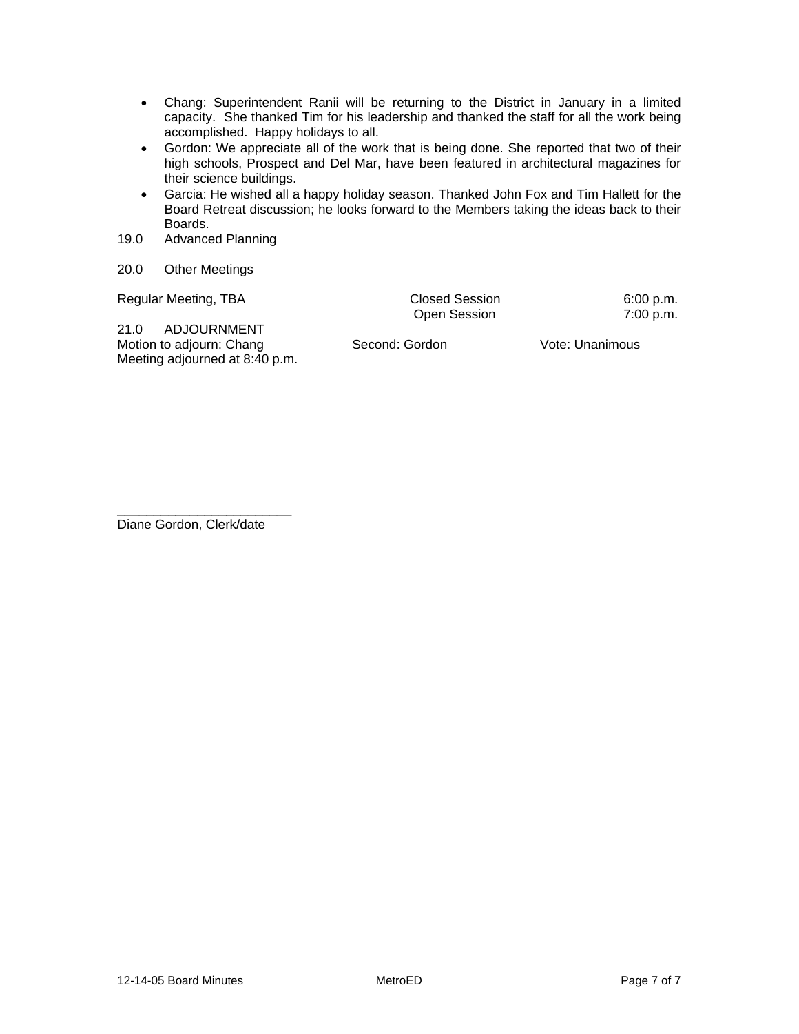- Chang: Superintendent Ranii will be returning to the District in January in a limited capacity. She thanked Tim for his leadership and thanked the staff for all the work being accomplished. Happy holidays to all.
- Gordon: We appreciate all of the work that is being done. She reported that two of their high schools, Prospect and Del Mar, have been featured in architectural magazines for their science buildings.
- Garcia: He wished all a happy holiday season. Thanked John Fox and Tim Hallett for the Board Retreat discussion; he looks forward to the Members taking the ideas back to their Boards.

19.0 Advanced Planning

20.0 Other Meetings

| | | |
|---|---|---|
| Regular Meeting, TBA | Closed Session | 6:00 p.m. |
| | Open Session | 7:00 p.m. |

21.0 ADJOURNMENT

Motion to adjourn: Chang    Second: Gordon    Vote: Unanimous

Meeting adjourned at 8:40 p.m.

________________________

Diane Gordon, Clerk/date